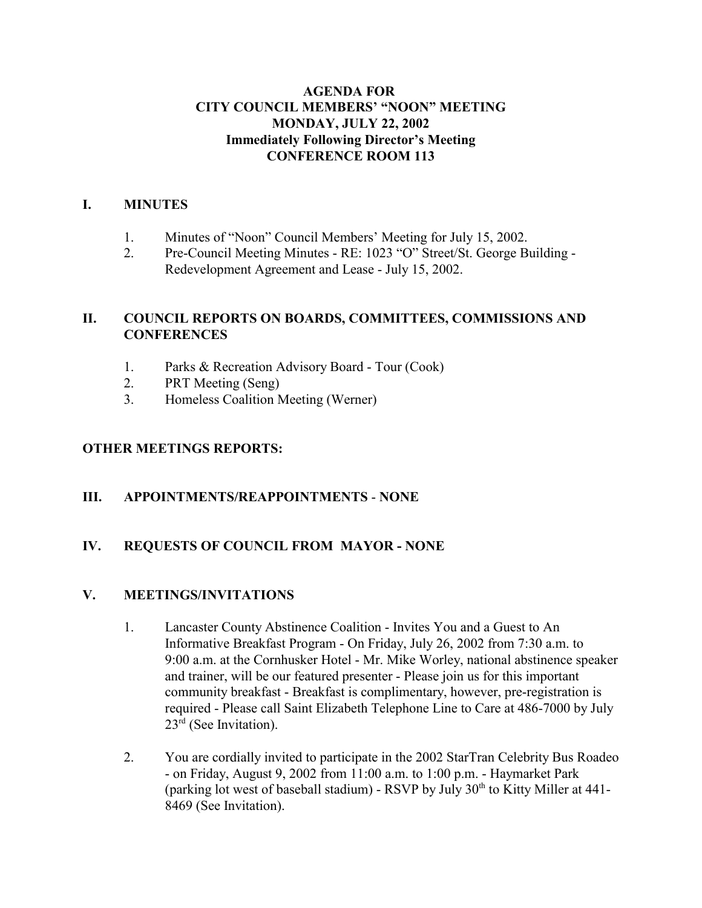# AGENDA FOR CITY COUNCIL MEMBERS' "NOON" MEETING
## MONDAY, JULY 22, 2002
### Immediately Following Director's Meeting
### CONFERENCE ROOM 113

## I. MINUTES

1. Minutes of "Noon" Council Members' Meeting for July 15, 2002.
2. Pre-Council Meeting Minutes - RE: 1023 "O" Street/St. George Building - Redevelopment Agreement and Lease - July 15, 2002.

## II. COUNCIL REPORTS ON BOARDS, COMMITTEES, COMMISSIONS AND CONFERENCES

1. Parks & Recreation Advisory Board - Tour (Cook)
2. PRT Meeting (Seng)
3. Homeless Coalition Meeting (Werner)

## OTHER MEETINGS REPORTS:

## III. APPOINTMENTS/REAPPOINTMENTS - NONE

## IV. REQUESTS OF COUNCIL FROM MAYOR - NONE

## V. MEETINGS/INVITATIONS

1. Lancaster County Abstinence Coalition - Invites You and a Guest to An Informative Breakfast Program - On Friday, July 26, 2002 from 7:30 a.m. to 9:00 a.m. at the Cornhusker Hotel - Mr. Mike Worley, national abstinence speaker and trainer, will be our featured presenter - Please join us for this important community breakfast - Breakfast is complimentary, however, pre-registration is required - Please call Saint Elizabeth Telephone Line to Care at 486-7000 by July 23rd (See Invitation).

2. You are cordially invited to participate in the 2002 StarTran Celebrity Bus Roadeo - on Friday, August 9, 2002 from 11:00 a.m. to 1:00 p.m. - Haymarket Park (parking lot west of baseball stadium) - RSVP by July 30th to Kitty Miller at 441-8469 (See Invitation).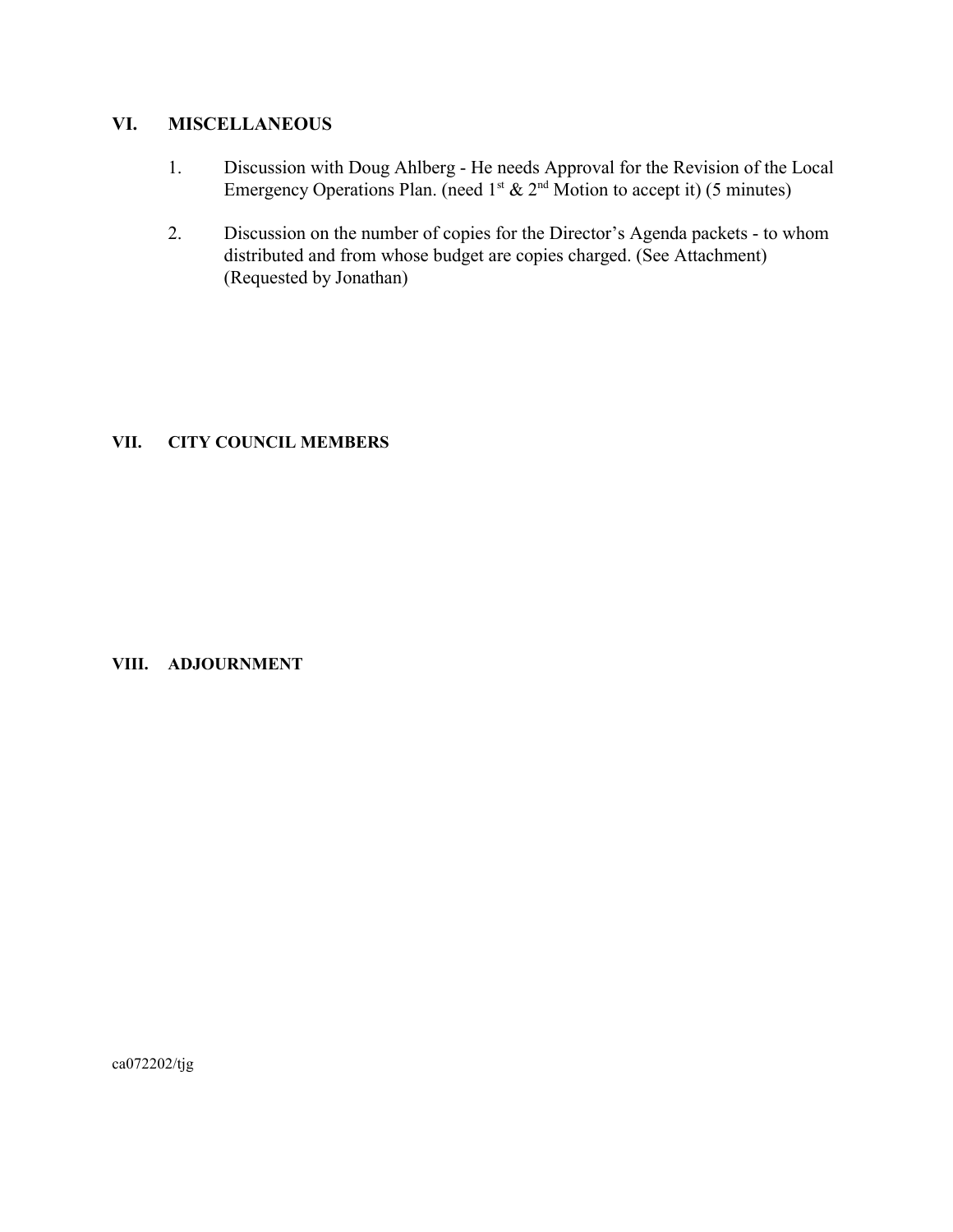## VI. MISCELLANEOUS

1. Discussion with Doug Ahlberg - He needs Approval for the Revision of the Local Emergency Operations Plan. (need 1st & 2nd Motion to accept it) (5 minutes)

2. Discussion on the number of copies for the Director's Agenda packets - to whom distributed and from whose budget are copies charged. (See Attachment) (Requested by Jonathan)

## VII. CITY COUNCIL MEMBERS

## VIII. ADJOURNMENT

ca072202/tjg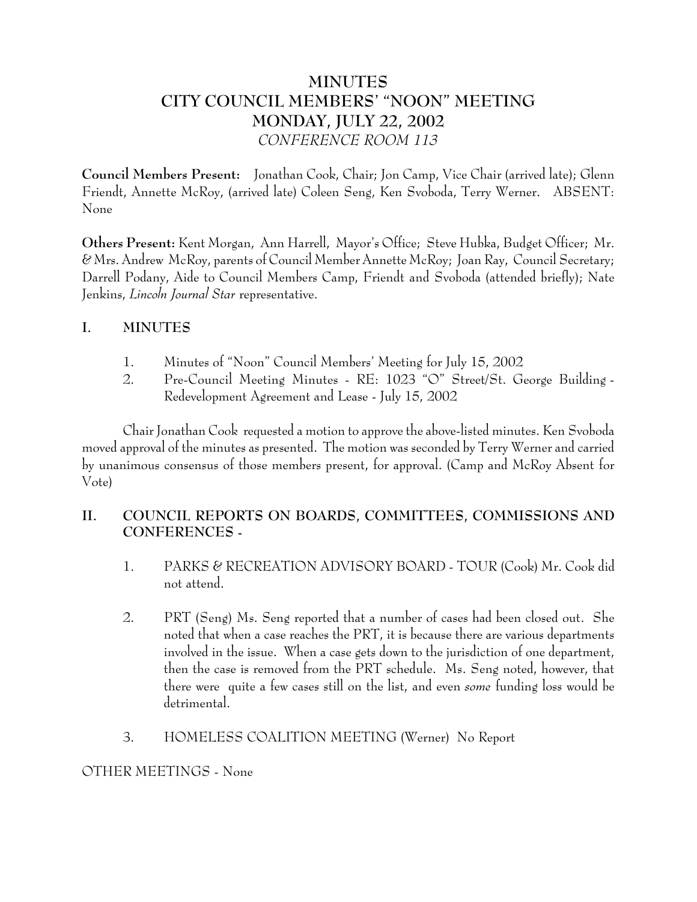# MINUTES
# CITY COUNCIL MEMBERS' "NOON" MEETING
# MONDAY, JULY 22, 2002
*CONFERENCE ROOM 113*

**Council Members Present:** Jonathan Cook, Chair; Jon Camp, Vice Chair (arrived late); Glenn Friendt, Annette McRoy, (arrived late) Coleen Seng, Ken Svoboda, Terry Werner. ABSENT: None

**Others Present:** Kent Morgan, Ann Harrell, Mayor's Office; Steve Hubka, Budget Officer; Mr. & Mrs. Andrew McRoy, parents of Council Member Annette McRoy; Joan Ray, Council Secretary; Darrell Podany, Aide to Council Members Camp, Friendt and Svoboda (attended briefly); Nate Jenkins, *Lincoln Journal Star* representative.

## I. MINUTES

1. Minutes of "Noon" Council Members' Meeting for July 15, 2002
2. Pre-Council Meeting Minutes - RE: 1023 "O" Street/St. George Building - Redevelopment Agreement and Lease - July 15, 2002

Chair Jonathan Cook requested a motion to approve the above-listed minutes. Ken Svoboda moved approval of the minutes as presented. The motion was seconded by Terry Werner and carried by unanimous consensus of those members present, for approval. (Camp and McRoy Absent for Vote)

## II. COUNCIL REPORTS ON BOARDS, COMMITTEES, COMMISSIONS AND CONFERENCES -

1. PARKS & RECREATION ADVISORY BOARD - TOUR (Cook) Mr. Cook did not attend.

2. PRT (Seng) Ms. Seng reported that a number of cases had been closed out. She noted that when a case reaches the PRT, it is because there are various departments involved in the issue. When a case gets down to the jurisdiction of one department, then the case is removed from the PRT schedule. Ms. Seng noted, however, that there were quite a few cases still on the list, and even *some* funding loss would be detrimental.

3. HOMELESS COALITION MEETING (Werner) No Report

OTHER MEETINGS - None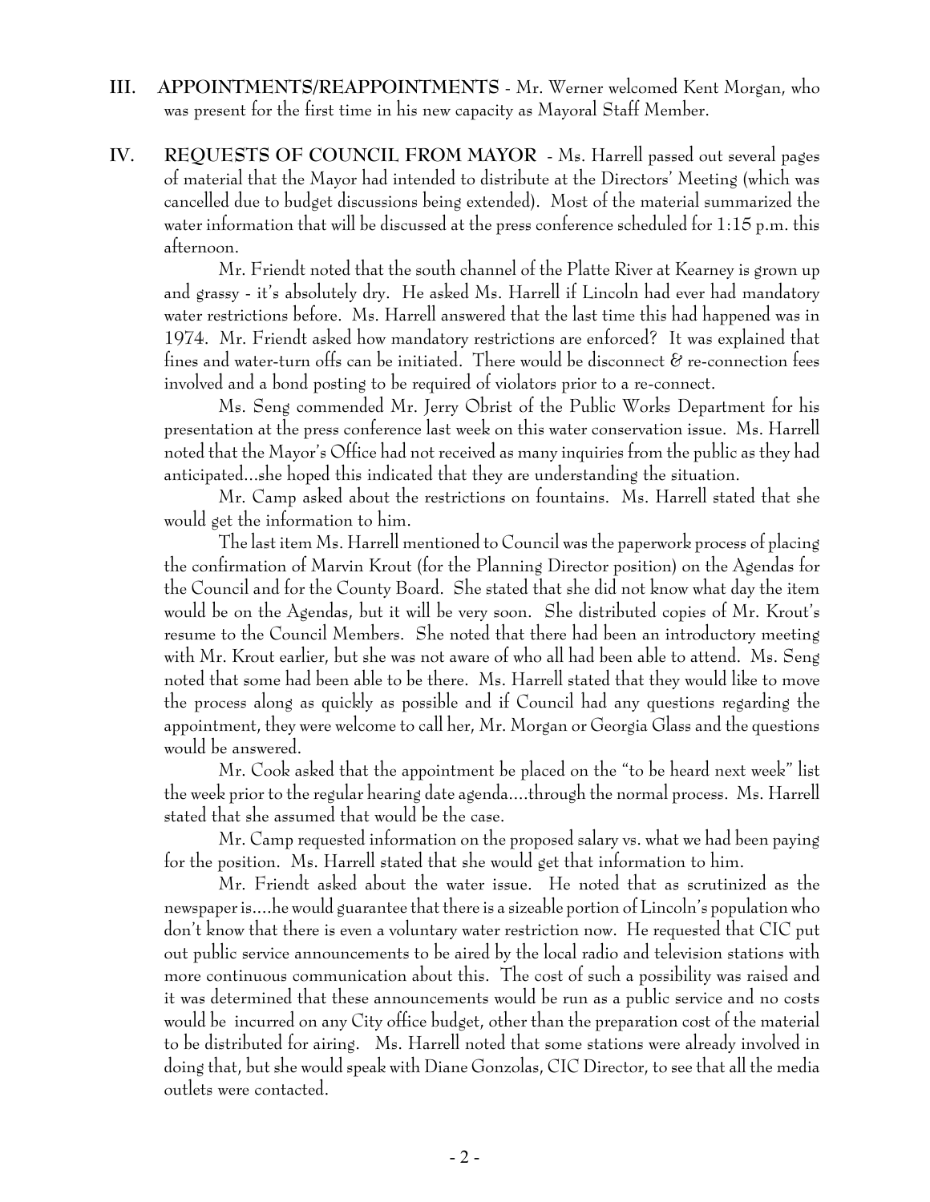**III. APPOINTMENTS/REAPPOINTMENTS** - Mr. Werner welcomed Kent Morgan, who was present for the first time in his new capacity as Mayoral Staff Member.

**IV. REQUESTS OF COUNCIL FROM MAYOR** - Ms. Harrell passed out several pages of material that the Mayor had intended to distribute at the Directors' Meeting (which was cancelled due to budget discussions being extended). Most of the material summarized the water information that will be discussed at the press conference scheduled for 1:15 p.m. this afternoon.

Mr. Friendt noted that the south channel of the Platte River at Kearney is grown up and grassy - it's absolutely dry. He asked Ms. Harrell if Lincoln had ever had mandatory water restrictions before. Ms. Harrell answered that the last time this had happened was in 1974. Mr. Friendt asked how mandatory restrictions are enforced? It was explained that fines and water-turn offs can be initiated. There would be disconnect & re-connection fees involved and a bond posting to be required of violators prior to a re-connect.

Ms. Seng commended Mr. Jerry Obrist of the Public Works Department for his presentation at the press conference last week on this water conservation issue. Ms. Harrell noted that the Mayor's Office had not received as many inquiries from the public as they had anticipated...she hoped this indicated that they are understanding the situation.

Mr. Camp asked about the restrictions on fountains. Ms. Harrell stated that she would get the information to him.

The last item Ms. Harrell mentioned to Council was the paperwork process of placing the confirmation of Marvin Krout (for the Planning Director position) on the Agendas for the Council and for the County Board. She stated that she did not know what day the item would be on the Agendas, but it will be very soon. She distributed copies of Mr. Krout's resume to the Council Members. She noted that there had been an introductory meeting with Mr. Krout earlier, but she was not aware of who all had been able to attend. Ms. Seng noted that some had been able to be there. Ms. Harrell stated that they would like to move the process along as quickly as possible and if Council had any questions regarding the appointment, they were welcome to call her, Mr. Morgan or Georgia Glass and the questions would be answered.

Mr. Cook asked that the appointment be placed on the "to be heard next week" list the week prior to the regular hearing date agenda....through the normal process. Ms. Harrell stated that she assumed that would be the case.

Mr. Camp requested information on the proposed salary vs. what we had been paying for the position. Ms. Harrell stated that she would get that information to him.

Mr. Friendt asked about the water issue. He noted that as scrutinized as the newspaper is....he would guarantee that there is a sizeable portion of Lincoln's population who don't know that there is even a voluntary water restriction now. He requested that CIC put out public service announcements to be aired by the local radio and television stations with more continuous communication about this. The cost of such a possibility was raised and it was determined that these announcements would be run as a public service and no costs would be incurred on any City office budget, other than the preparation cost of the material to be distributed for airing. Ms. Harrell noted that some stations were already involved in doing that, but she would speak with Diane Gonzolas, CIC Director, to see that all the media outlets were contacted.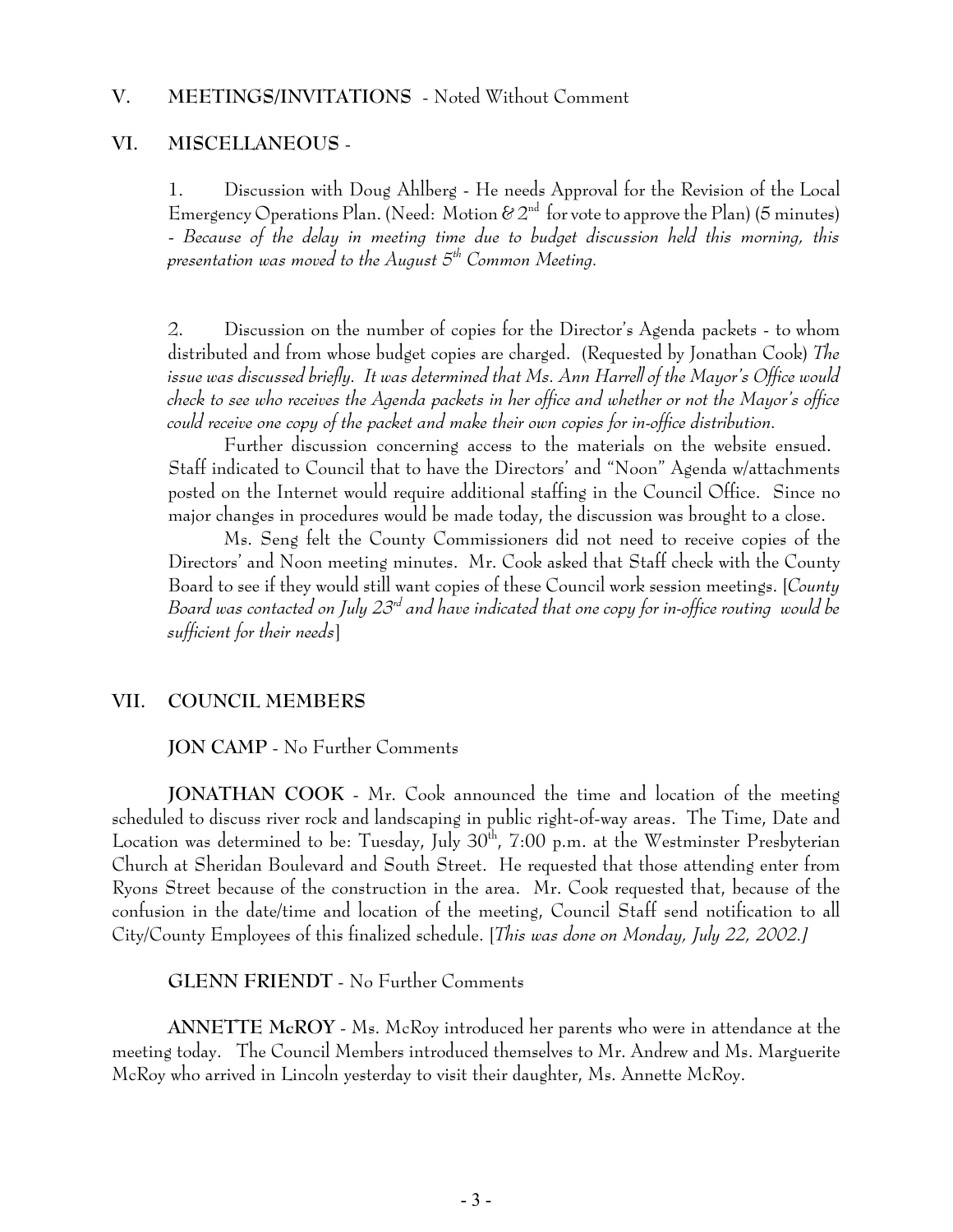## V. MEETINGS/INVITATIONS - Noted Without Comment

## VI. MISCELLANEOUS -

1. Discussion with Doug Ahlberg - He needs Approval for the Revision of the Local Emergency Operations Plan. (Need: Motion & 2nd for vote to approve the Plan) (5 minutes) - *Because of the delay in meeting time due to budget discussion held this morning, this presentation was moved to the August 5th Common Meeting.*

2. Discussion on the number of copies for the Director's Agenda packets - to whom distributed and from whose budget copies are charged. (Requested by Jonathan Cook) *The issue was discussed briefly. It was determined that Ms. Ann Harrell of the Mayor's Office would check to see who receives the Agenda packets in her office and whether or not the Mayor's office could receive one copy of the packet and make their own copies for in-office distribution.*

Further discussion concerning access to the materials on the website ensued. Staff indicated to Council that to have the Directors' and "Noon" Agenda w/attachments posted on the Internet would require additional staffing in the Council Office. Since no major changes in procedures would be made today, the discussion was brought to a close.

Ms. Seng felt the County Commissioners did not need to receive copies of the Directors' and Noon meeting minutes. Mr. Cook asked that Staff check with the County Board to see if they would still want copies of these Council work session meetings. [*County Board was contacted on July 23rd and have indicated that one copy for in-office routing would be sufficient for their needs*]

## VII. COUNCIL MEMBERS

**JON CAMP** - No Further Comments

**JONATHAN COOK** - Mr. Cook announced the time and location of the meeting scheduled to discuss river rock and landscaping in public right-of-way areas. The Time, Date and Location was determined to be: Tuesday, July 30th, 7:00 p.m. at the Westminster Presbyterian Church at Sheridan Boulevard and South Street. He requested that those attending enter from Ryons Street because of the construction in the area. Mr. Cook requested that, because of the confusion in the date/time and location of the meeting, Council Staff send notification to all City/County Employees of this finalized schedule. [*This was done on Monday, July 22, 2002.*]

**GLENN FRIENDT** - No Further Comments

**ANNETTE McROY** - Ms. McRoy introduced her parents who were in attendance at the meeting today. The Council Members introduced themselves to Mr. Andrew and Ms. Marguerite McRoy who arrived in Lincoln yesterday to visit their daughter, Ms. Annette McRoy.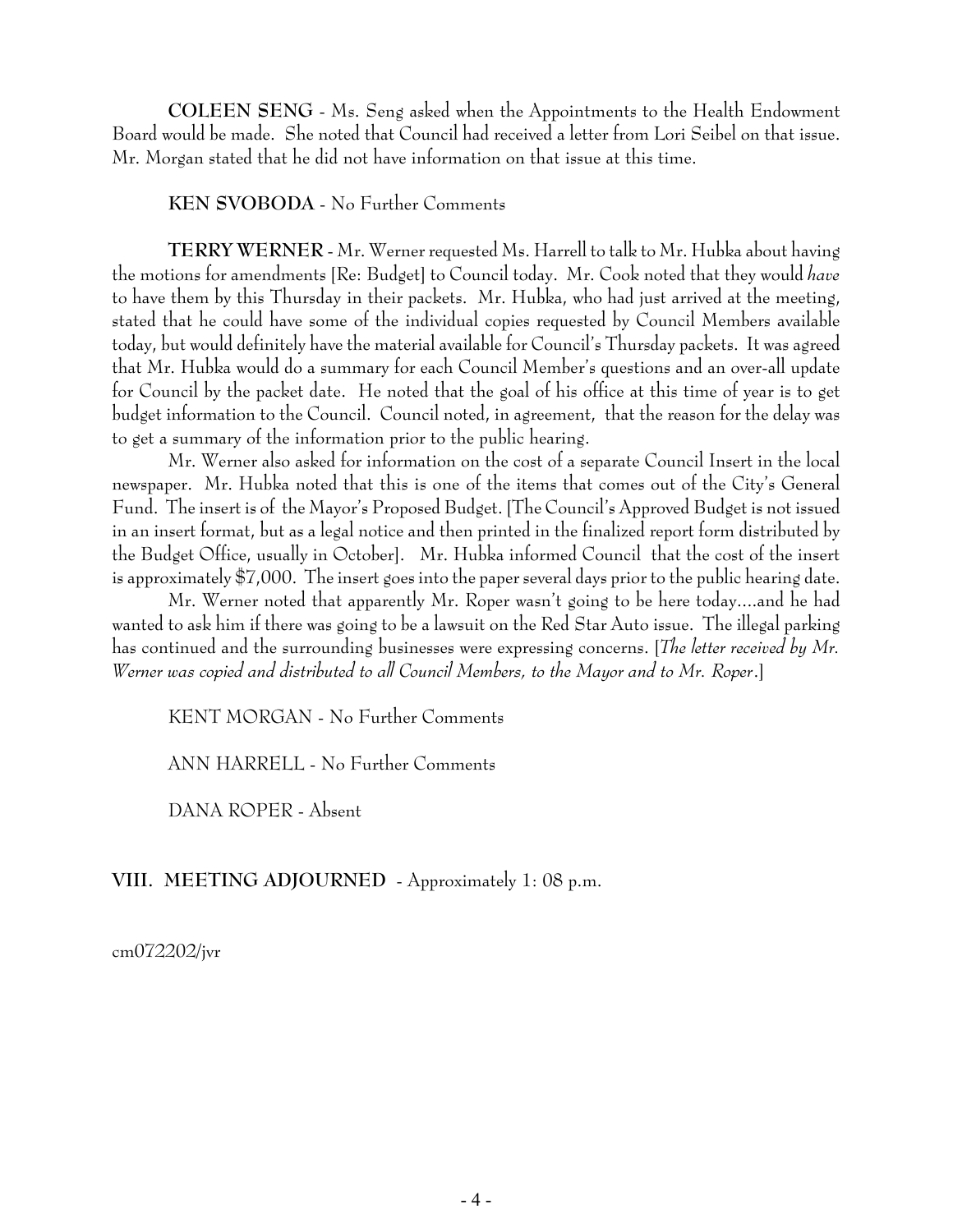**COLEEN SENG** - Ms. Seng asked when the Appointments to the Health Endowment Board would be made. She noted that Council had received a letter from Lori Seibel on that issue. Mr. Morgan stated that he did not have information on that issue at this time.

**KEN SVOBODA** - No Further Comments

**TERRY WERNER** - Mr. Werner requested Ms. Harrell to talk to Mr. Hubka about having the motions for amendments [Re: Budget] to Council today. Mr. Cook noted that they would *have* to have them by this Thursday in their packets. Mr. Hubka, who had just arrived at the meeting, stated that he could have some of the individual copies requested by Council Members available today, but would definitely have the material available for Council's Thursday packets. It was agreed that Mr. Hubka would do a summary for each Council Member's questions and an over-all update for Council by the packet date. He noted that the goal of his office at this time of year is to get budget information to the Council. Council noted, in agreement, that the reason for the delay was to get a summary of the information prior to the public hearing.

Mr. Werner also asked for information on the cost of a separate Council Insert in the local newspaper. Mr. Hubka noted that this is one of the items that comes out of the City's General Fund. The insert is of the Mayor's Proposed Budget. [The Council's Approved Budget is not issued in an insert format, but as a legal notice and then printed in the finalized report form distributed by the Budget Office, usually in October]. Mr. Hubka informed Council that the cost of the insert is approximately $7,000. The insert goes into the paper several days prior to the public hearing date.

Mr. Werner noted that apparently Mr. Roper wasn't going to be here today....and he had wanted to ask him if there was going to be a lawsuit on the Red Star Auto issue. The illegal parking has continued and the surrounding businesses were expressing concerns. [*The letter received by Mr. Werner was copied and distributed to all Council Members, to the Mayor and to Mr. Roper*.]

KENT MORGAN - No Further Comments

ANN HARRELL - No Further Comments

DANA ROPER - Absent

## VIII. MEETING ADJOURNED - Approximately 1: 08 p.m.

cm072202/jvr